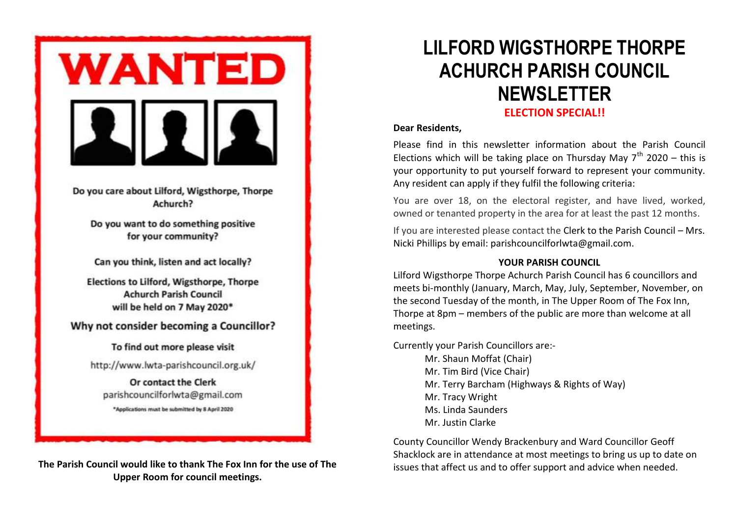# WANTED

Do you care about Lilford, Wigsthorpe, Thorpe Achurch?

Do you want to do something positive for your community?

Can you think, listen and act locally?

Elections to Lilford, Wigsthorpe, Thorpe Achurch Parish Council will be held on 7 May 2020*

**Why not consider becoming a Councillor?**

To find out more please visit

http://www.lwta-parishcouncil.org.uk/

Or contact the Clerk
parishcouncilforlwta@gmail.com

*Applications must be submitted by 8 April 2020

**The Parish Council would like to thank The Fox Inn for the use of The Upper Room for council meetings.**

# LILFORD WIGSTHORPE THORPE ACHURCH PARISH COUNCIL NEWSLETTER

**ELECTION SPECIAL!!**

**Dear Residents,**

Please find in this newsletter information about the Parish Council Elections which will be taking place on Thursday May 7th 2020 – this is your opportunity to put yourself forward to represent your community. Any resident can apply if they fulfil the following criteria:

You are over 18, on the electoral register, and have lived, worked, owned or tenanted property in the area for at least the past 12 months.

If you are interested please contact the Clerk to the Parish Council – Mrs. Nicki Phillips by email: parishcouncilforlwta@gmail.com.

## YOUR PARISH COUNCIL

Lilford Wigsthorpe Thorpe Achurch Parish Council has 6 councillors and meets bi-monthly (January, March, May, July, September, November, on the second Tuesday of the month, in The Upper Room of The Fox Inn, Thorpe at 8pm – members of the public are more than welcome at all meetings.

Currently your Parish Councillors are:-

- Mr. Shaun Moffat (Chair)
- Mr. Tim Bird (Vice Chair)
- Mr. Terry Barcham (Highways & Rights of Way)
- Mr. Tracy Wright
- Ms. Linda Saunders
- Mr. Justin Clarke

County Councillor Wendy Brackenbury and Ward Councillor Geoff Shacklock are in attendance at most meetings to bring us up to date on issues that affect us and to offer support and advice when needed.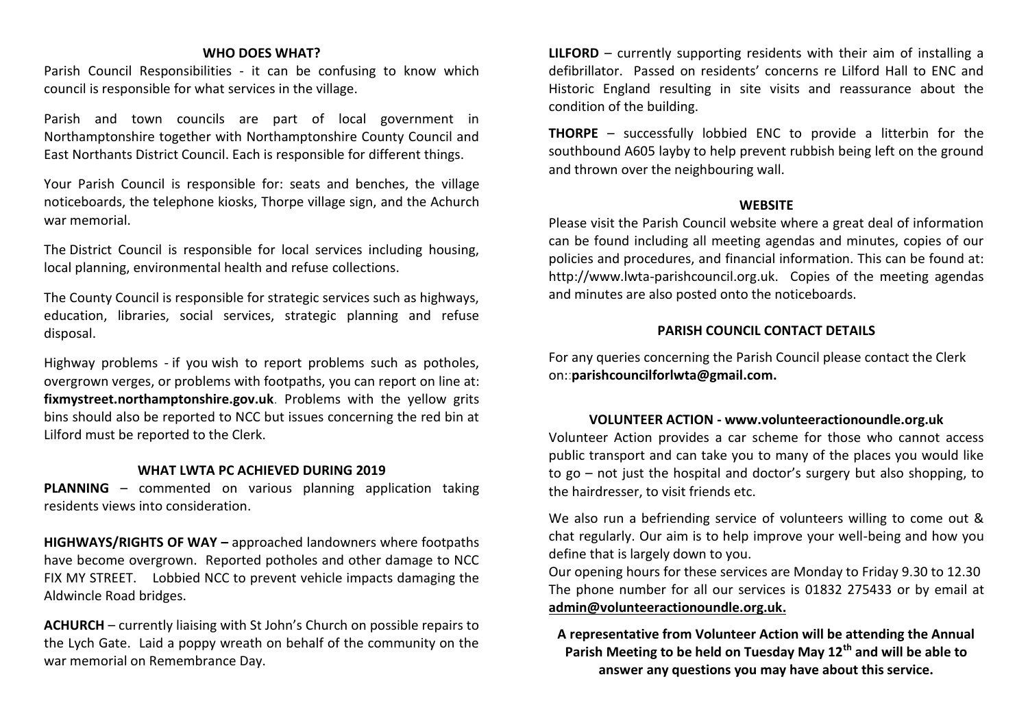## WHO DOES WHAT?

Parish Council Responsibilities - it can be confusing to know which council is responsible for what services in the village.

Parish and town councils are part of local government in Northamptonshire together with Northamptonshire County Council and East Northants District Council. Each is responsible for different things.

Your Parish Council is responsible for: seats and benches, the village noticeboards, the telephone kiosks, Thorpe village sign, and the Achurch war memorial.

The District Council is responsible for local services including housing, local planning, environmental health and refuse collections.

The County Council is responsible for strategic services such as highways, education, libraries, social services, strategic planning and refuse disposal.

Highway problems - if you wish to report problems such as potholes, overgrown verges, or problems with footpaths, you can report on line at: **fixmystreet.northamptonshire.gov.uk**. Problems with the yellow grits bins should also be reported to NCC but issues concerning the red bin at Lilford must be reported to the Clerk.

## WHAT LWTA PC ACHIEVED DURING 2019

**PLANNING** – commented on various planning application taking residents views into consideration.

**HIGHWAYS/RIGHTS OF WAY –** approached landowners where footpaths have become overgrown. Reported potholes and other damage to NCC FIX MY STREET. Lobbied NCC to prevent vehicle impacts damaging the Aldwincle Road bridges.

**ACHURCH** – currently liaising with St John's Church on possible repairs to the Lych Gate. Laid a poppy wreath on behalf of the community on the war memorial on Remembrance Day.

**LILFORD** – currently supporting residents with their aim of installing a defibrillator. Passed on residents' concerns re Lilford Hall to ENC and Historic England resulting in site visits and reassurance about the condition of the building.

**THORPE** – successfully lobbied ENC to provide a litterbin for the southbound A605 layby to help prevent rubbish being left on the ground and thrown over the neighbouring wall.

## WEBSITE

Please visit the Parish Council website where a great deal of information can be found including all meeting agendas and minutes, copies of our policies and procedures, and financial information. This can be found at: http://www.lwta-parishcouncil.org.uk. Copies of the meeting agendas and minutes are also posted onto the noticeboards.

## PARISH COUNCIL CONTACT DETAILS

For any queries concerning the Parish Council please contact the Clerk on::**parishcouncilforlwta@gmail.com.**

## VOLUNTEER ACTION - www.volunteeractionoundle.org.uk

Volunteer Action provides a car scheme for those who cannot access public transport and can take you to many of the places you would like to go – not just the hospital and doctor's surgery but also shopping, to the hairdresser, to visit friends etc.

We also run a befriending service of volunteers willing to come out & chat regularly. Our aim is to help improve your well-being and how you define that is largely down to you.

Our opening hours for these services are Monday to Friday 9.30 to 12.30 The phone number for all our services is 01832 275433 or by email at **admin@volunteeractionoundle.org.uk.**

**A representative from Volunteer Action will be attending the Annual Parish Meeting to be held on Tuesday May 12th and will be able to answer any questions you may have about this service.**